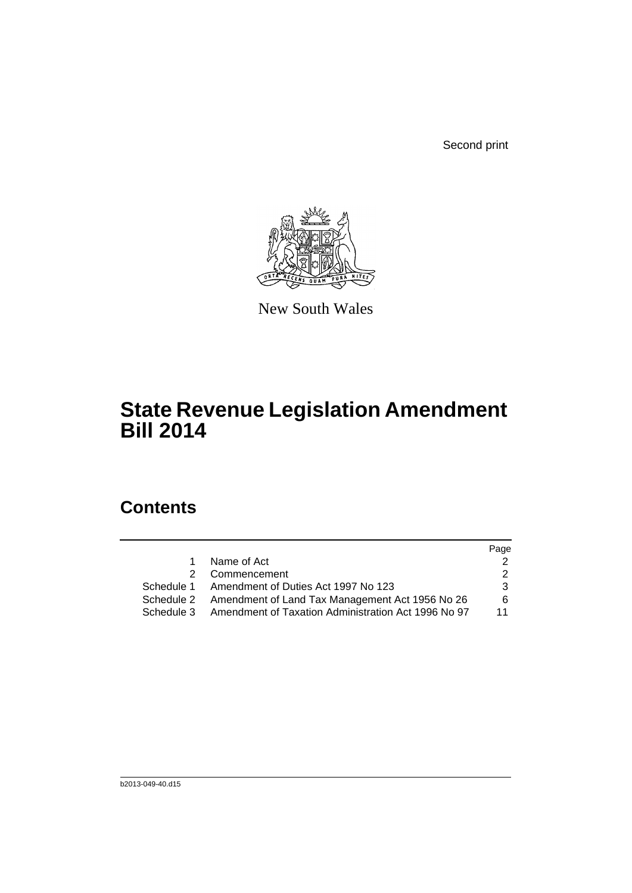Second print

New South Wales

# State Revenue Legislation Amendment Bill 2014

## Contents

| | | Page |
|---|---|---|
| 1 | Name of Act | 2 |
| 2 | Commencement | 2 |
| Schedule 1 | Amendment of Duties Act 1997 No 123 | 3 |
| Schedule 2 | Amendment of Land Tax Management Act 1956 No 26 | 6 |
| Schedule 3 | Amendment of Taxation Administration Act 1996 No 97 | 11 |

b2013-049-40.d15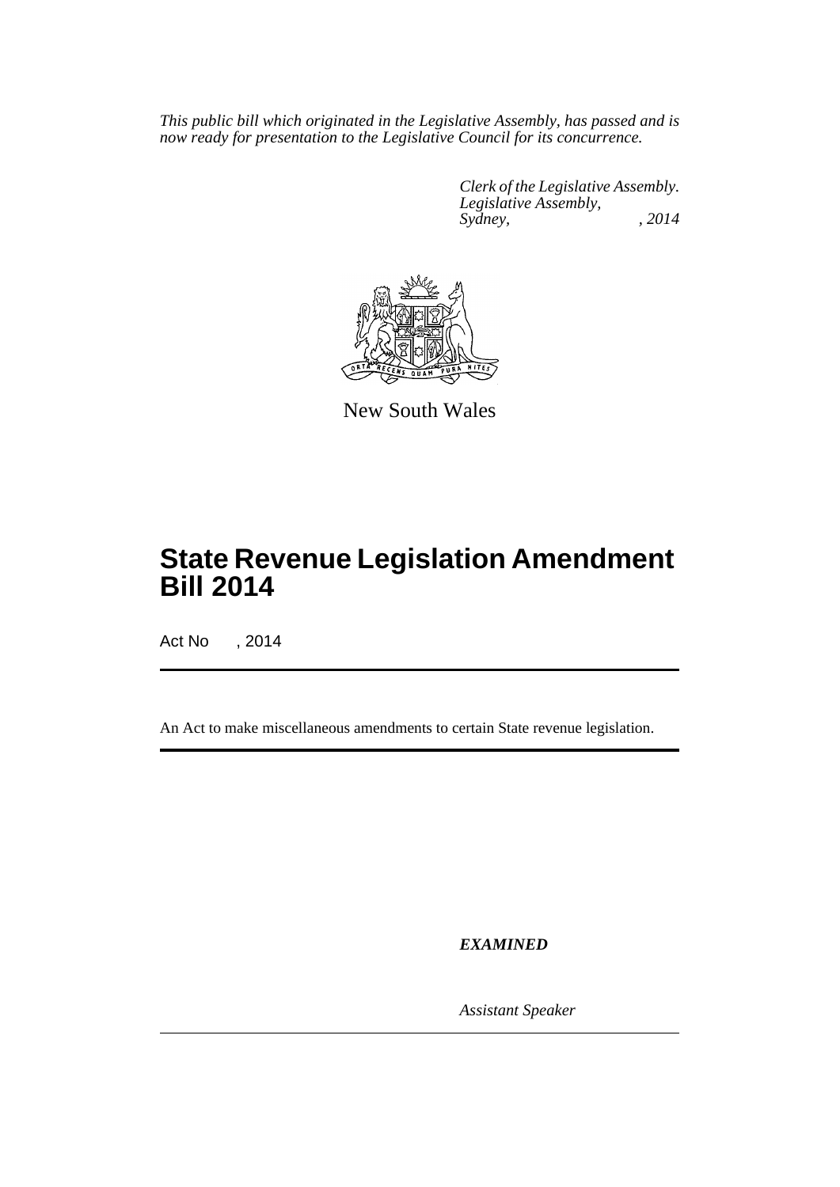*This public bill which originated in the Legislative Assembly, has passed and is now ready for presentation to the Legislative Council for its concurrence.*

*Clerk of the Legislative Assembly.*
*Legislative Assembly,*
*Sydney, , 2014*

New South Wales

# State Revenue Legislation Amendment Bill 2014

Act No , 2014

An Act to make miscellaneous amendments to certain State revenue legislation.

***EXAMINED***

*Assistant Speaker*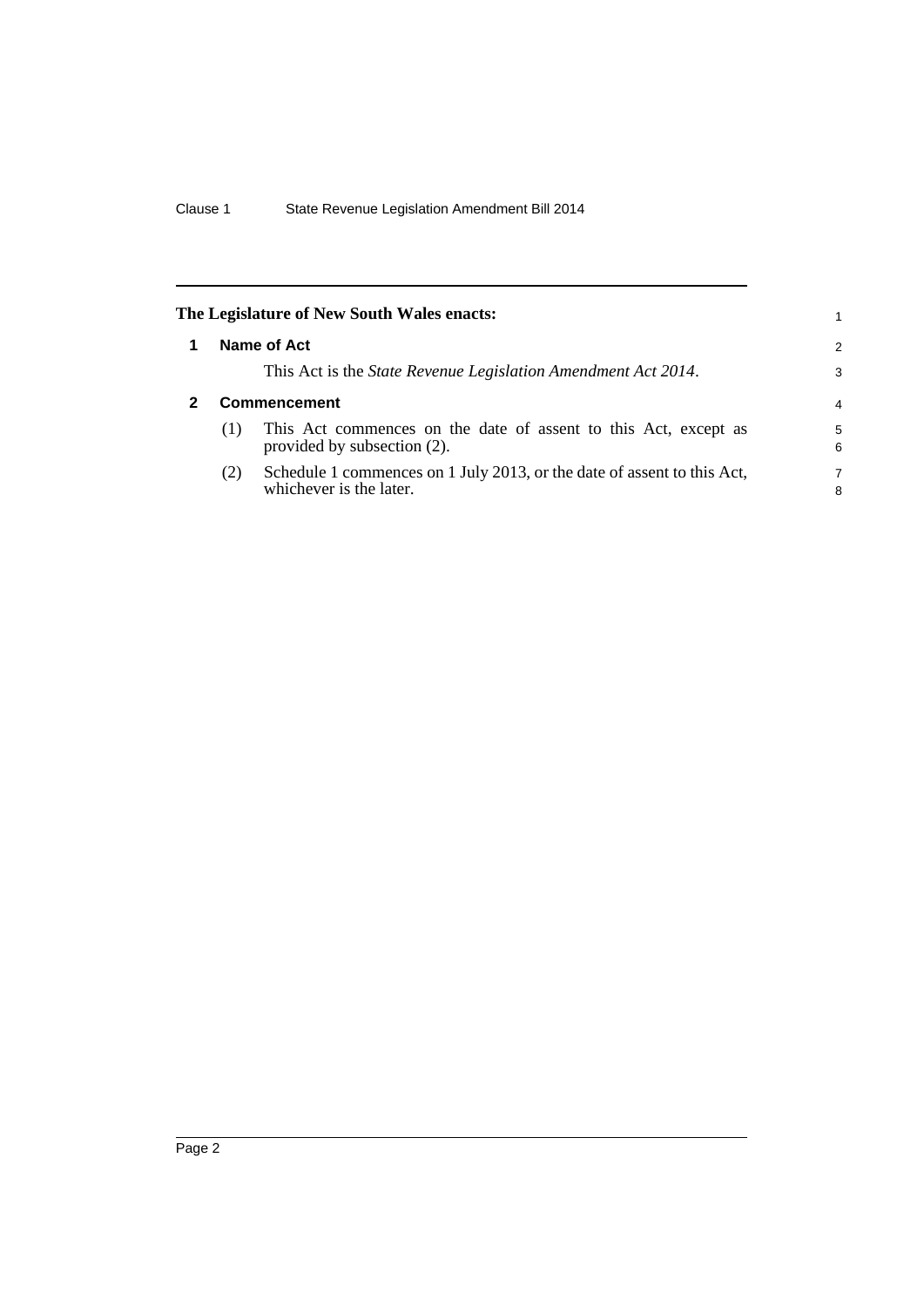**The Legislature of New South Wales enacts:**

## 1 Name of Act

This Act is the *State Revenue Legislation Amendment Act 2014*.

## 2 Commencement

(1) This Act commences on the date of assent to this Act, except as provided by subsection (2).

(2) Schedule 1 commences on 1 July 2013, or the date of assent to this Act, whichever is the later.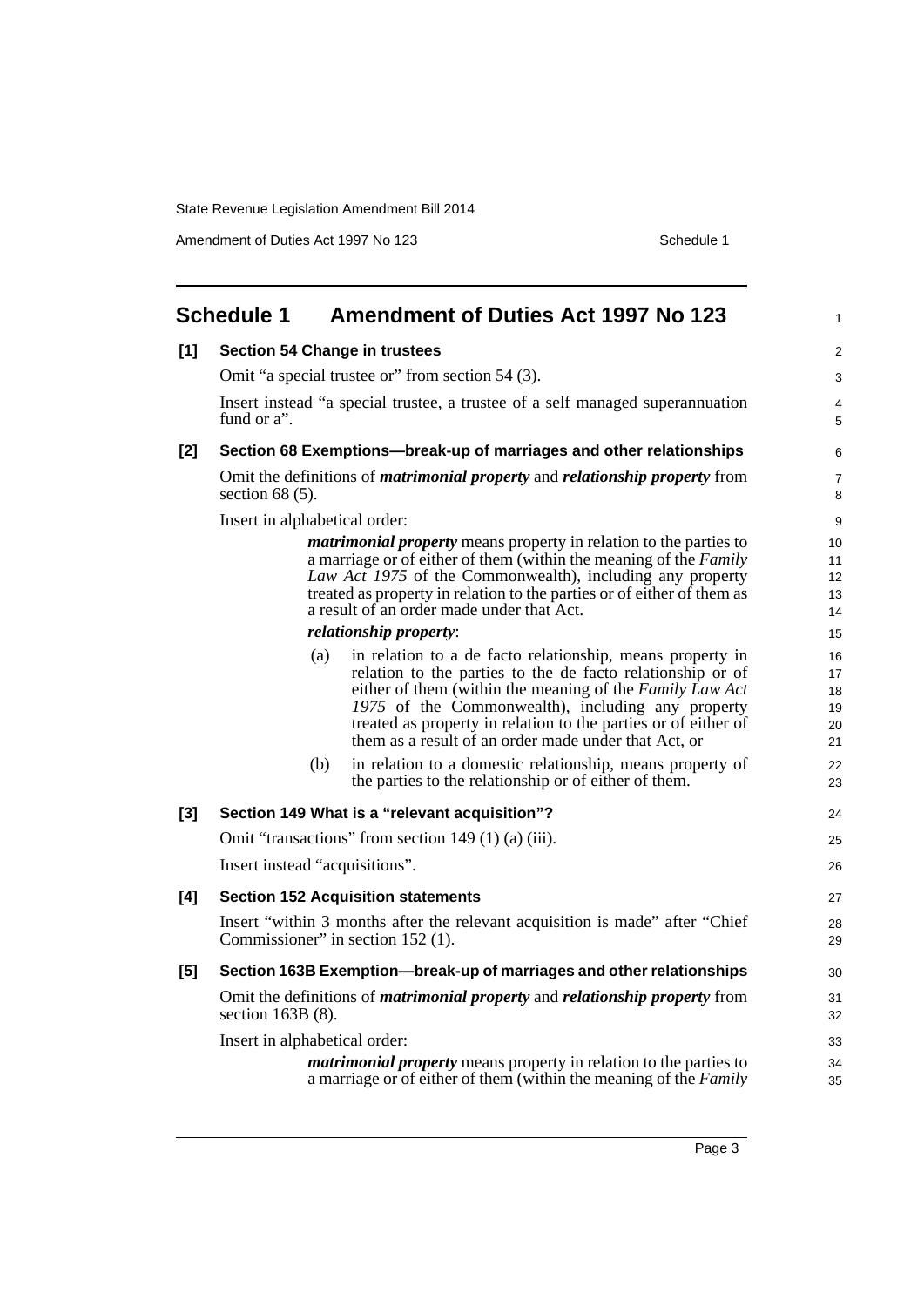# Schedule 1 Amendment of Duties Act 1997 No 123

**[1] Section 54 Change in trustees**

Omit "a special trustee or" from section 54 (3).

Insert instead "a special trustee, a trustee of a self managed superannuation fund or a".

**[2] Section 68 Exemptions—break-up of marriages and other relationships**

Omit the definitions of ***matrimonial property*** and ***relationship property*** from section 68 (5).

Insert in alphabetical order:

> ***matrimonial property*** means property in relation to the parties to a marriage or of either of them (within the meaning of the *Family Law Act 1975* of the Commonwealth), including any property treated as property in relation to the parties or of either of them as a result of an order made under that Act.
>
> ***relationship property***:
>
> (a) in relation to a de facto relationship, means property in relation to the parties to the de facto relationship or of either of them (within the meaning of the *Family Law Act 1975* of the Commonwealth), including any property treated as property in relation to the parties or of either of them as a result of an order made under that Act, or
>
> (b) in relation to a domestic relationship, means property of the parties to the relationship or of either of them.

**[3] Section 149 What is a "relevant acquisition"?**

Omit "transactions" from section 149 (1) (a) (iii).

Insert instead "acquisitions".

**[4] Section 152 Acquisition statements**

Insert "within 3 months after the relevant acquisition is made" after "Chief Commissioner" in section 152 (1).

**[5] Section 163B Exemption—break-up of marriages and other relationships**

Omit the definitions of ***matrimonial property*** and ***relationship property*** from section 163B (8).

Insert in alphabetical order:

> ***matrimonial property*** means property in relation to the parties to a marriage or of either of them (within the meaning of the *Family*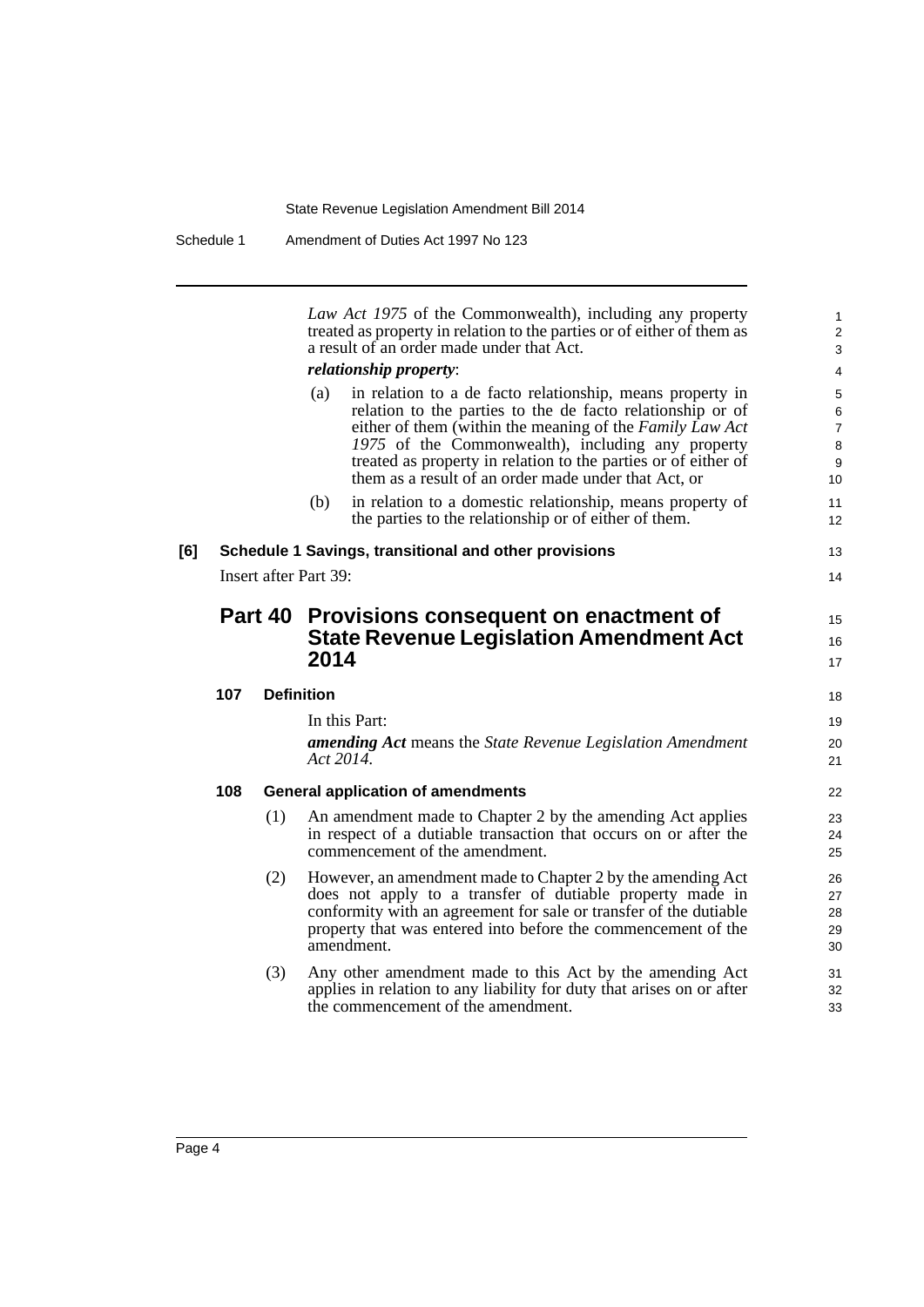*Law Act 1975* of the Commonwealth), including any property treated as property in relation to the parties or of either of them as a result of an order made under that Act.

***relationship property***:

(a) in relation to a de facto relationship, means property in relation to the parties to the de facto relationship or of either of them (within the meaning of the *Family Law Act 1975* of the Commonwealth), including any property treated as property in relation to the parties or of either of them as a result of an order made under that Act, or

(b) in relation to a domestic relationship, means property of the parties to the relationship or of either of them.

**[6] Schedule 1 Savings, transitional and other provisions**

Insert after Part 39:

## Part 40 Provisions consequent on enactment of State Revenue Legislation Amendment Act 2014

### 107 Definition

In this Part:

***amending Act*** means the *State Revenue Legislation Amendment Act 2014*.

### 108 General application of amendments

(1) An amendment made to Chapter 2 by the amending Act applies in respect of a dutiable transaction that occurs on or after the commencement of the amendment.

(2) However, an amendment made to Chapter 2 by the amending Act does not apply to a transfer of dutiable property made in conformity with an agreement for sale or transfer of the dutiable property that was entered into before the commencement of the amendment.

(3) Any other amendment made to this Act by the amending Act applies in relation to any liability for duty that arises on or after the commencement of the amendment.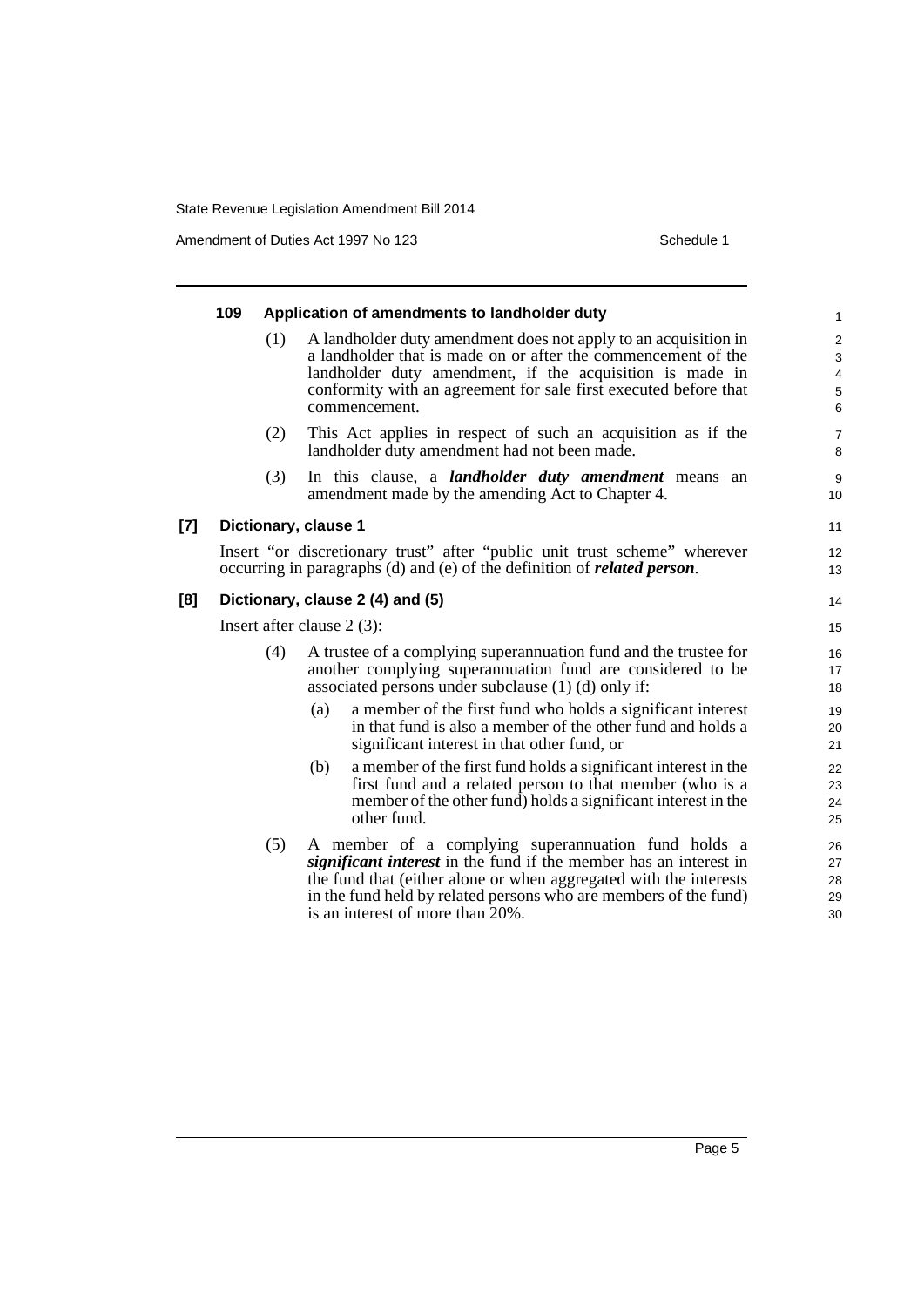**109 Application of amendments to landholder duty**

(1) A landholder duty amendment does not apply to an acquisition in a landholder that is made on or after the commencement of the landholder duty amendment, if the acquisition is made in conformity with an agreement for sale first executed before that commencement.

(2) This Act applies in respect of such an acquisition as if the landholder duty amendment had not been made.

(3) In this clause, a ***landholder duty amendment*** means an amendment made by the amending Act to Chapter 4.

### [7] Dictionary, clause 1

Insert "or discretionary trust" after "public unit trust scheme" wherever occurring in paragraphs (d) and (e) of the definition of ***related person***.

### [8] Dictionary, clause 2 (4) and (5)

Insert after clause 2 (3):

(4) A trustee of a complying superannuation fund and the trustee for another complying superannuation fund are considered to be associated persons under subclause (1) (d) only if:

(a) a member of the first fund who holds a significant interest in that fund is also a member of the other fund and holds a significant interest in that other fund, or

(b) a member of the first fund holds a significant interest in the first fund and a related person to that member (who is a member of the other fund) holds a significant interest in the other fund.

(5) A member of a complying superannuation fund holds a ***significant interest*** in the fund if the member has an interest in the fund that (either alone or when aggregated with the interests in the fund held by related persons who are members of the fund) is an interest of more than 20%.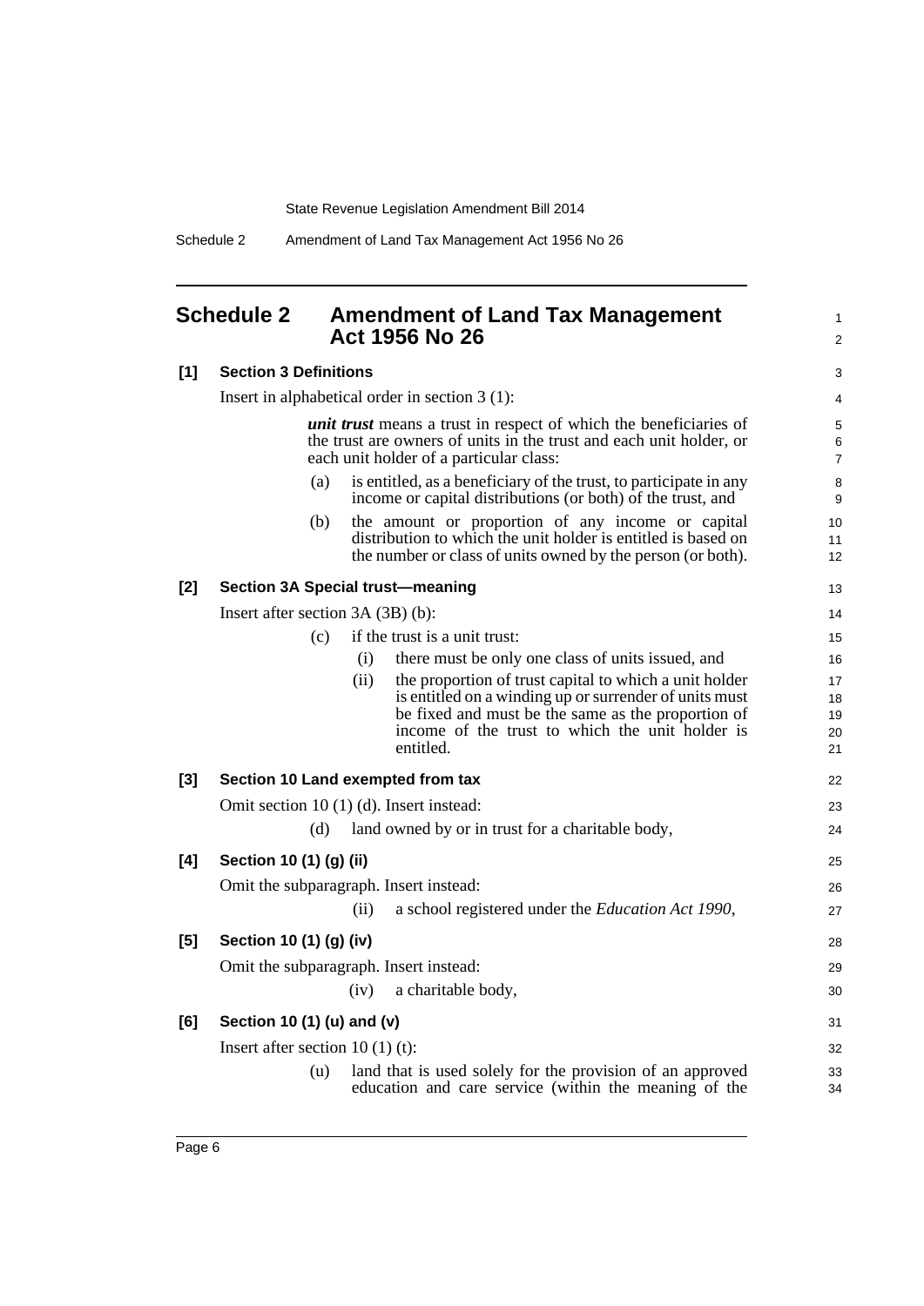## Schedule 2 Amendment of Land Tax Management Act 1956 No 26

**[1] Section 3 Definitions**

Insert in alphabetical order in section 3 (1):

***unit trust*** means a trust in respect of which the beneficiaries of the trust are owners of units in the trust and each unit holder, or each unit holder of a particular class:

(a) is entitled, as a beneficiary of the trust, to participate in any income or capital distributions (or both) of the trust, and

(b) the amount or proportion of any income or capital distribution to which the unit holder is entitled is based on the number or class of units owned by the person (or both).

**[2] Section 3A Special trust—meaning**

Insert after section 3A (3B) (b):

(c) if the trust is a unit trust:

(i) there must be only one class of units issued, and

(ii) the proportion of trust capital to which a unit holder is entitled on a winding up or surrender of units must be fixed and must be the same as the proportion of income of the trust to which the unit holder is entitled.

**[3] Section 10 Land exempted from tax**

Omit section 10 (1) (d). Insert instead:

(d) land owned by or in trust for a charitable body,

**[4] Section 10 (1) (g) (ii)**

Omit the subparagraph. Insert instead:

(ii) a school registered under the *Education Act 1990*,

**[5] Section 10 (1) (g) (iv)**

Omit the subparagraph. Insert instead:

(iv) a charitable body,

**[6] Section 10 (1) (u) and (v)**

Insert after section 10 (1) (t):

(u) land that is used solely for the provision of an approved education and care service (within the meaning of the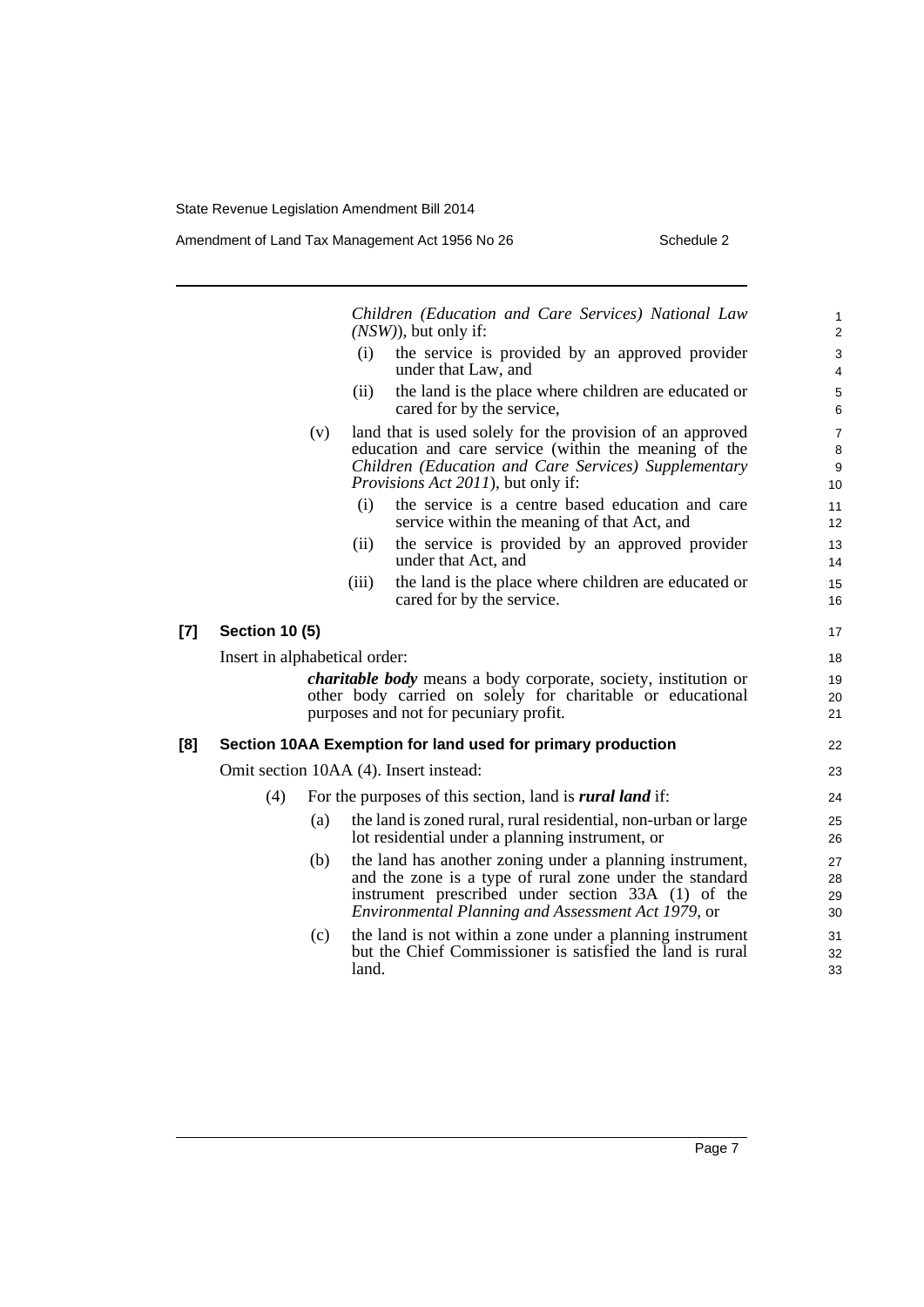*Children (Education and Care Services) National Law (NSW)*), but only if:

(i) the service is provided by an approved provider under that Law, and

(ii) the land is the place where children are educated or cared for by the service,

(v) land that is used solely for the provision of an approved education and care service (within the meaning of the *Children (Education and Care Services) Supplementary Provisions Act 2011*), but only if:

(i) the service is a centre based education and care service within the meaning of that Act, and

(ii) the service is provided by an approved provider under that Act, and

(iii) the land is the place where children are educated or cared for by the service.

**[7] Section 10 (5)**

Insert in alphabetical order:

***charitable body*** means a body corporate, society, institution or other body carried on solely for charitable or educational purposes and not for pecuniary profit.

**[8] Section 10AA Exemption for land used for primary production**

Omit section 10AA (4). Insert instead:

(4) For the purposes of this section, land is ***rural land*** if:

(a) the land is zoned rural, rural residential, non-urban or large lot residential under a planning instrument, or

(b) the land has another zoning under a planning instrument, and the zone is a type of rural zone under the standard instrument prescribed under section 33A (1) of the *Environmental Planning and Assessment Act 1979*, or

(c) the land is not within a zone under a planning instrument but the Chief Commissioner is satisfied the land is rural land.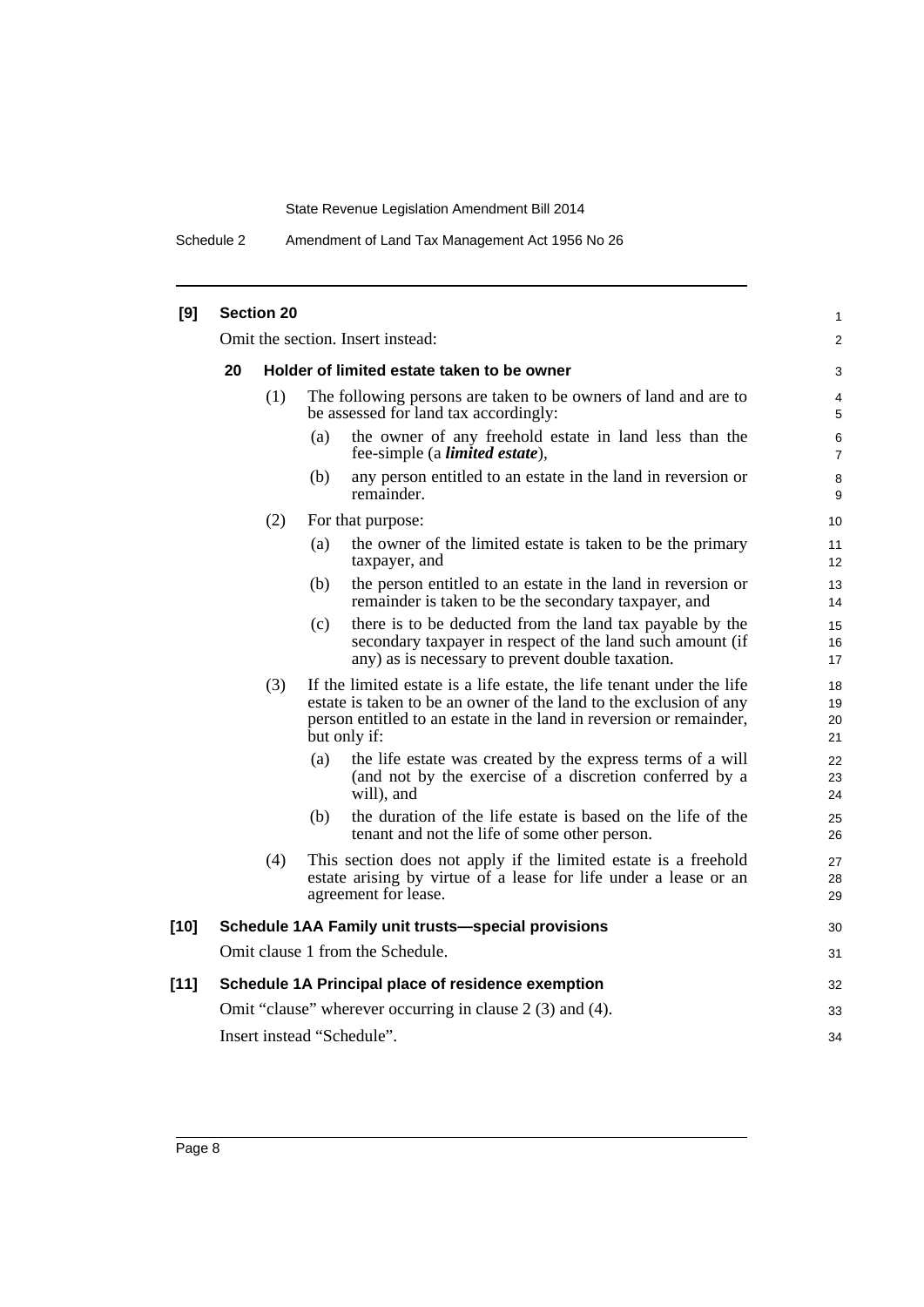**[9] Section 20**

Omit the section. Insert instead:

**20 Holder of limited estate taken to be owner**

(1) The following persons are taken to be owners of land and are to be assessed for land tax accordingly:

(a) the owner of any freehold estate in land less than the fee-simple (a ***limited estate***),

(b) any person entitled to an estate in the land in reversion or remainder.

(2) For that purpose:

(a) the owner of the limited estate is taken to be the primary taxpayer, and

(b) the person entitled to an estate in the land in reversion or remainder is taken to be the secondary taxpayer, and

(c) there is to be deducted from the land tax payable by the secondary taxpayer in respect of the land such amount (if any) as is necessary to prevent double taxation.

(3) If the limited estate is a life estate, the life tenant under the life estate is taken to be an owner of the land to the exclusion of any person entitled to an estate in the land in reversion or remainder, but only if:

(a) the life estate was created by the express terms of a will (and not by the exercise of a discretion conferred by a will), and

(b) the duration of the life estate is based on the life of the tenant and not the life of some other person.

(4) This section does not apply if the limited estate is a freehold estate arising by virtue of a lease for life under a lease or an agreement for lease.

**[10] Schedule 1AA Family unit trusts—special provisions**

Omit clause 1 from the Schedule.

**[11] Schedule 1A Principal place of residence exemption**

Omit "clause" wherever occurring in clause 2 (3) and (4).

Insert instead "Schedule".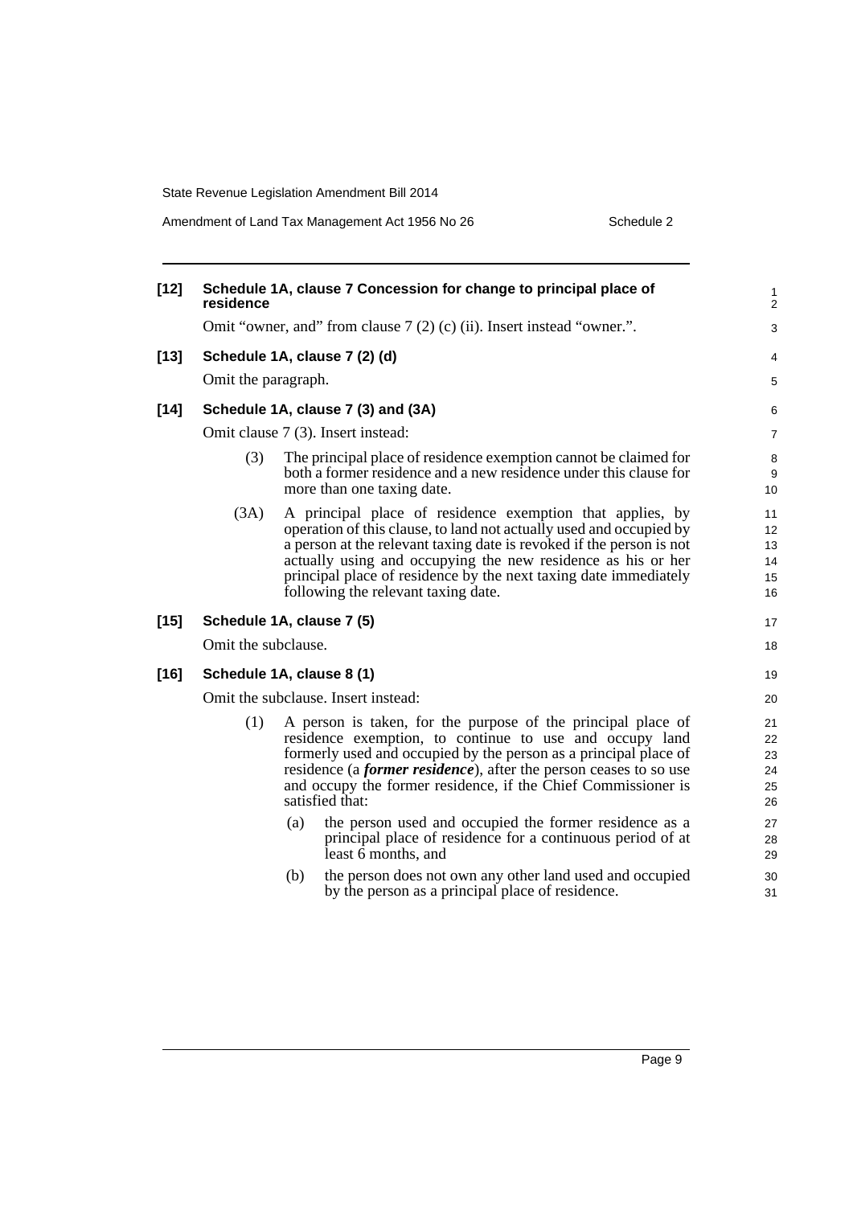**[12] Schedule 1A, clause 7 Concession for change to principal place of residence**

Omit "owner, and" from clause 7 (2) (c) (ii). Insert instead "owner.".

**[13] Schedule 1A, clause 7 (2) (d)**

Omit the paragraph.

**[14] Schedule 1A, clause 7 (3) and (3A)**

Omit clause 7 (3). Insert instead:

(3) The principal place of residence exemption cannot be claimed for both a former residence and a new residence under this clause for more than one taxing date.

(3A) A principal place of residence exemption that applies, by operation of this clause, to land not actually used and occupied by a person at the relevant taxing date is revoked if the person is not actually using and occupying the new residence as his or her principal place of residence by the next taxing date immediately following the relevant taxing date.

**[15] Schedule 1A, clause 7 (5)**

Omit the subclause.

**[16] Schedule 1A, clause 8 (1)**

Omit the subclause. Insert instead:

(1) A person is taken, for the purpose of the principal place of residence exemption, to continue to use and occupy land formerly used and occupied by the person as a principal place of residence (a ***former residence***), after the person ceases to so use and occupy the former residence, if the Chief Commissioner is satisfied that:

(a) the person used and occupied the former residence as a principal place of residence for a continuous period of at least 6 months, and

(b) the person does not own any other land used and occupied by the person as a principal place of residence.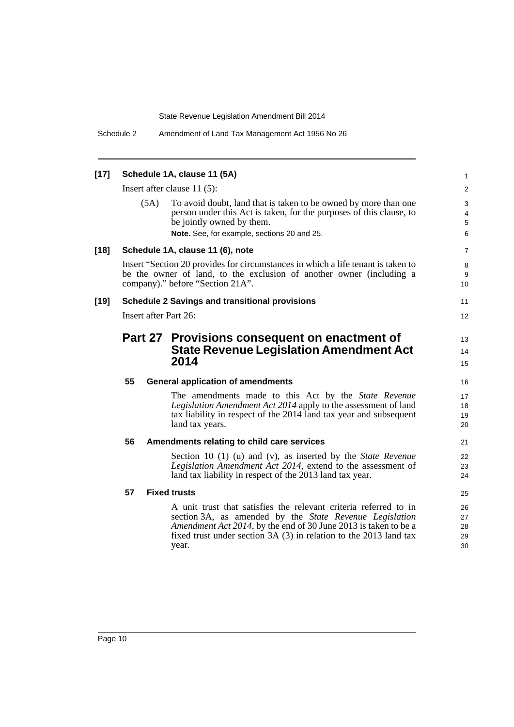**[17] Schedule 1A, clause 11 (5A)**

Insert after clause 11 (5):

(5A) To avoid doubt, land that is taken to be owned by more than one person under this Act is taken, for the purposes of this clause, to be jointly owned by them.

**Note.** See, for example, sections 20 and 25.

**[18] Schedule 1A, clause 11 (6), note**

Insert "Section 20 provides for circumstances in which a life tenant is taken to be the owner of land, to the exclusion of another owner (including a company)." before "Section 21A".

**[19] Schedule 2 Savings and transitional provisions**

Insert after Part 26:

## Part 27 Provisions consequent on enactment of State Revenue Legislation Amendment Act 2014

**55 General application of amendments**

The amendments made to this Act by the *State Revenue Legislation Amendment Act 2014* apply to the assessment of land tax liability in respect of the 2014 land tax year and subsequent land tax years.

**56 Amendments relating to child care services**

Section 10 (1) (u) and (v), as inserted by the *State Revenue Legislation Amendment Act 2014*, extend to the assessment of land tax liability in respect of the 2013 land tax year.

**57 Fixed trusts**

A unit trust that satisfies the relevant criteria referred to in section 3A, as amended by the *State Revenue Legislation Amendment Act 2014*, by the end of 30 June 2013 is taken to be a fixed trust under section 3A (3) in relation to the 2013 land tax year.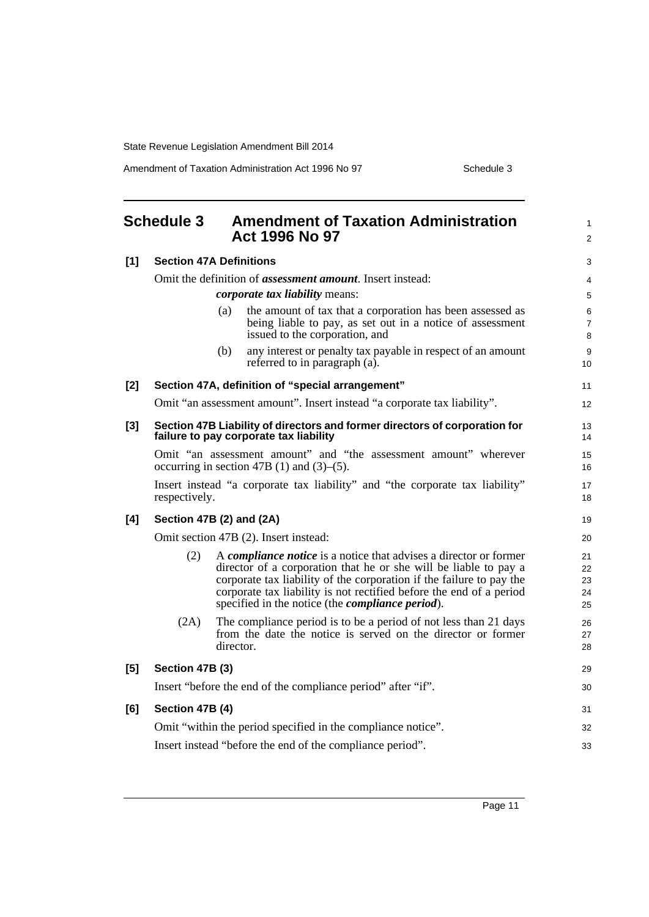# Schedule 3 Amendment of Taxation Administration Act 1996 No 97

**[1] Section 47A Definitions**

Omit the definition of ***assessment amount***. Insert instead:

> ***corporate tax liability*** means:
>
> (a) the amount of tax that a corporation has been assessed as being liable to pay, as set out in a notice of assessment issued to the corporation, and
>
> (b) any interest or penalty tax payable in respect of an amount referred to in paragraph (a).

**[2] Section 47A, definition of "special arrangement"**

Omit "an assessment amount". Insert instead "a corporate tax liability".

**[3] Section 47B Liability of directors and former directors of corporation for failure to pay corporate tax liability**

Omit "an assessment amount" and "the assessment amount" wherever occurring in section 47B (1) and (3)–(5).

Insert instead "a corporate tax liability" and "the corporate tax liability" respectively.

**[4] Section 47B (2) and (2A)**

Omit section 47B (2). Insert instead:

> (2) A ***compliance notice*** is a notice that advises a director or former director of a corporation that he or she will be liable to pay a corporate tax liability of the corporation if the failure to pay the corporate tax liability is not rectified before the end of a period specified in the notice (the ***compliance period***).
>
> (2A) The compliance period is to be a period of not less than 21 days from the date the notice is served on the director or former director.

**[5] Section 47B (3)**

Insert "before the end of the compliance period" after "if".

**[6] Section 47B (4)**

Omit "within the period specified in the compliance notice".

Insert instead "before the end of the compliance period".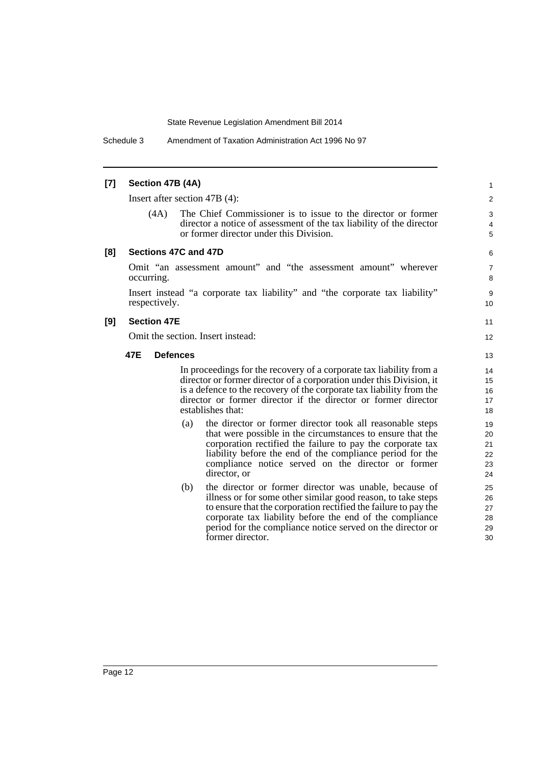### [7] Section 47B (4A)

Insert after section 47B (4):

(4A) The Chief Commissioner is to issue to the director or former director a notice of assessment of the tax liability of the director or former director under this Division.

### [8] Sections 47C and 47D

Omit "an assessment amount" and "the assessment amount" wherever occurring.

Insert instead "a corporate tax liability" and "the corporate tax liability" respectively.

### [9] Section 47E

Omit the section. Insert instead:

#### 47E Defences

In proceedings for the recovery of a corporate tax liability from a director or former director of a corporation under this Division, it is a defence to the recovery of the corporate tax liability from the director or former director if the director or former director establishes that:

(a) the director or former director took all reasonable steps that were possible in the circumstances to ensure that the corporation rectified the failure to pay the corporate tax liability before the end of the compliance period for the compliance notice served on the director or former director, or

(b) the director or former director was unable, because of illness or for some other similar good reason, to take steps to ensure that the corporation rectified the failure to pay the corporate tax liability before the end of the compliance period for the compliance notice served on the director or former director.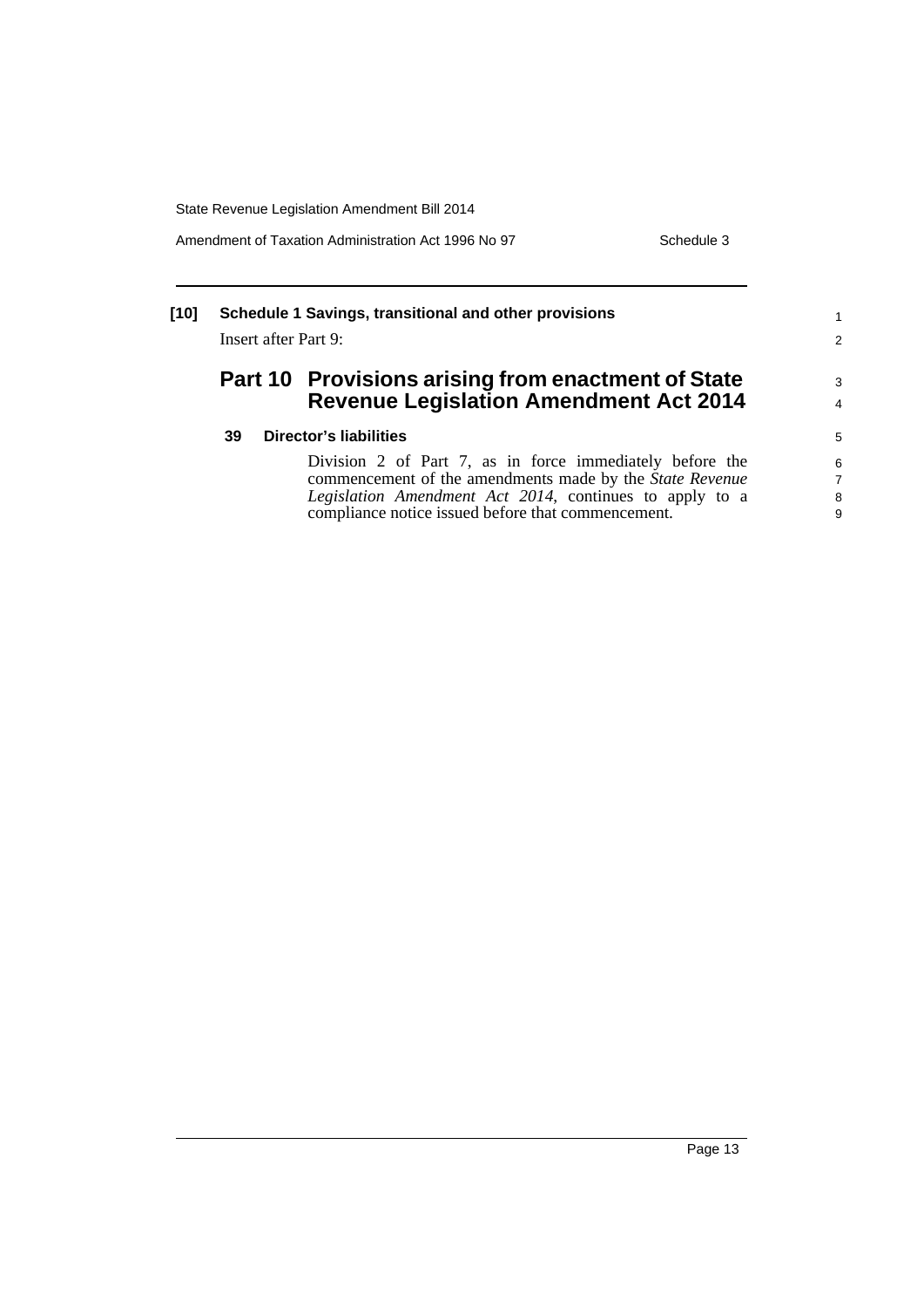**[10] Schedule 1 Savings, transitional and other provisions**

Insert after Part 9:

## Part 10 Provisions arising from enactment of State Revenue Legislation Amendment Act 2014

### 39 Director's liabilities

Division 2 of Part 7, as in force immediately before the commencement of the amendments made by the *State Revenue Legislation Amendment Act 2014*, continues to apply to a compliance notice issued before that commencement.